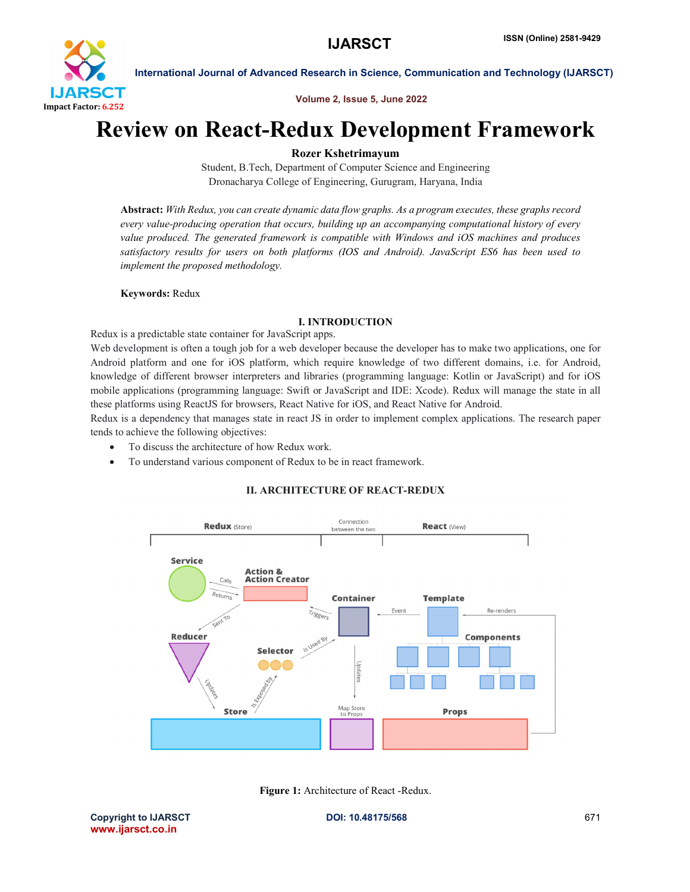# Review on React-Redux Development Framework

**Rozer Kshetrimayum**

Student, B.Tech, Department of Computer Science and Engineering
Dronacharya College of Engineering, Gurugram, Haryana, India

**Abstract:** *With Redux, you can create dynamic data flow graphs. As a program executes, these graphs record every value-producing operation that occurs, building up an accompanying computational history of every value produced. The generated framework is compatible with Windows and iOS machines and produces satisfactory results for users on both platforms (IOS and Android). JavaScript ES6 has been used to implement the proposed methodology.*

**Keywords:** Redux

## I. INTRODUCTION

Redux is a predictable state container for JavaScript apps.

Web development is often a tough job for a web developer because the developer has to make two applications, one for Android platform and one for iOS platform, which require knowledge of two different domains, i.e. for Android, knowledge of different browser interpreters and libraries (programming language: Kotlin or JavaScript) and for iOS mobile applications (programming language: Swift or JavaScript and IDE: Xcode). Redux will manage the state in all these platforms using ReactJS for browsers, React Native for iOS, and React Native for Android.

Redux is a dependency that manages state in react JS in order to implement complex applications. The research paper tends to achieve the following objectives:

- To discuss the architecture of how Redux work.
- To understand various component of Redux to be in react framework.

## II. ARCHITECTURE OF REACT-REDUX

**Figure 1:** Architecture of React -Redux.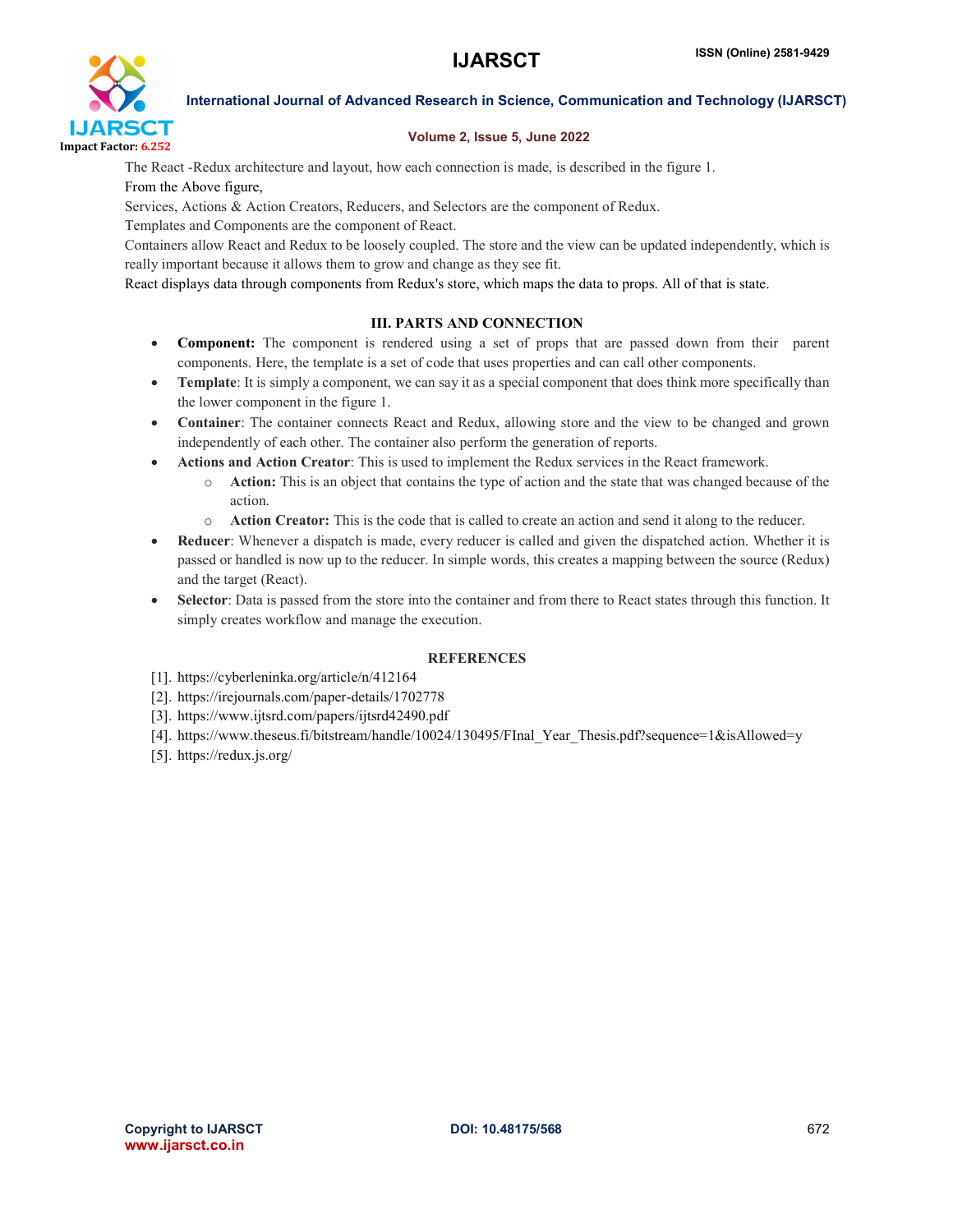The React -Redux architecture and layout, how each connection is made, is described in the figure 1.

From the Above figure,

Services, Actions & Action Creators, Reducers, and Selectors are the component of Redux.

Templates and Components are the component of React.

Containers allow React and Redux to be loosely coupled. The store and the view can be updated independently, which is really important because it allows them to grow and change as they see fit.

React displays data through components from Redux's store, which maps the data to props. All of that is state.

## III. PARTS AND CONNECTION

- **Component:** The component is rendered using a set of props that are passed down from their parent components. Here, the template is a set of code that uses properties and can call other components.
- **Template**: It is simply a component, we can say it as a special component that does think more specifically than the lower component in the figure 1.
- **Container**: The container connects React and Redux, allowing store and the view to be changed and grown independently of each other. The container also perform the generation of reports.
- **Actions and Action Creator**: This is used to implement the Redux services in the React framework.
  - **Action:** This is an object that contains the type of action and the state that was changed because of the action.
  - **Action Creator:** This is the code that is called to create an action and send it along to the reducer.
- **Reducer**: Whenever a dispatch is made, every reducer is called and given the dispatched action. Whether it is passed or handled is now up to the reducer. In simple words, this creates a mapping between the source (Redux) and the target (React).
- **Selector**: Data is passed from the store into the container and from there to React states through this function. It simply creates workflow and manage the execution.

## REFERENCES

[1]. https://cyberleninka.org/article/n/412164

[2]. https://irejournals.com/paper-details/1702778

[3]. https://www.ijtsrd.com/papers/ijtsrd42490.pdf

[4]. https://www.theseus.fi/bitstream/handle/10024/130495/FInal_Year_Thesis.pdf?sequence=1&isAllowed=y

[5]. https://redux.js.org/